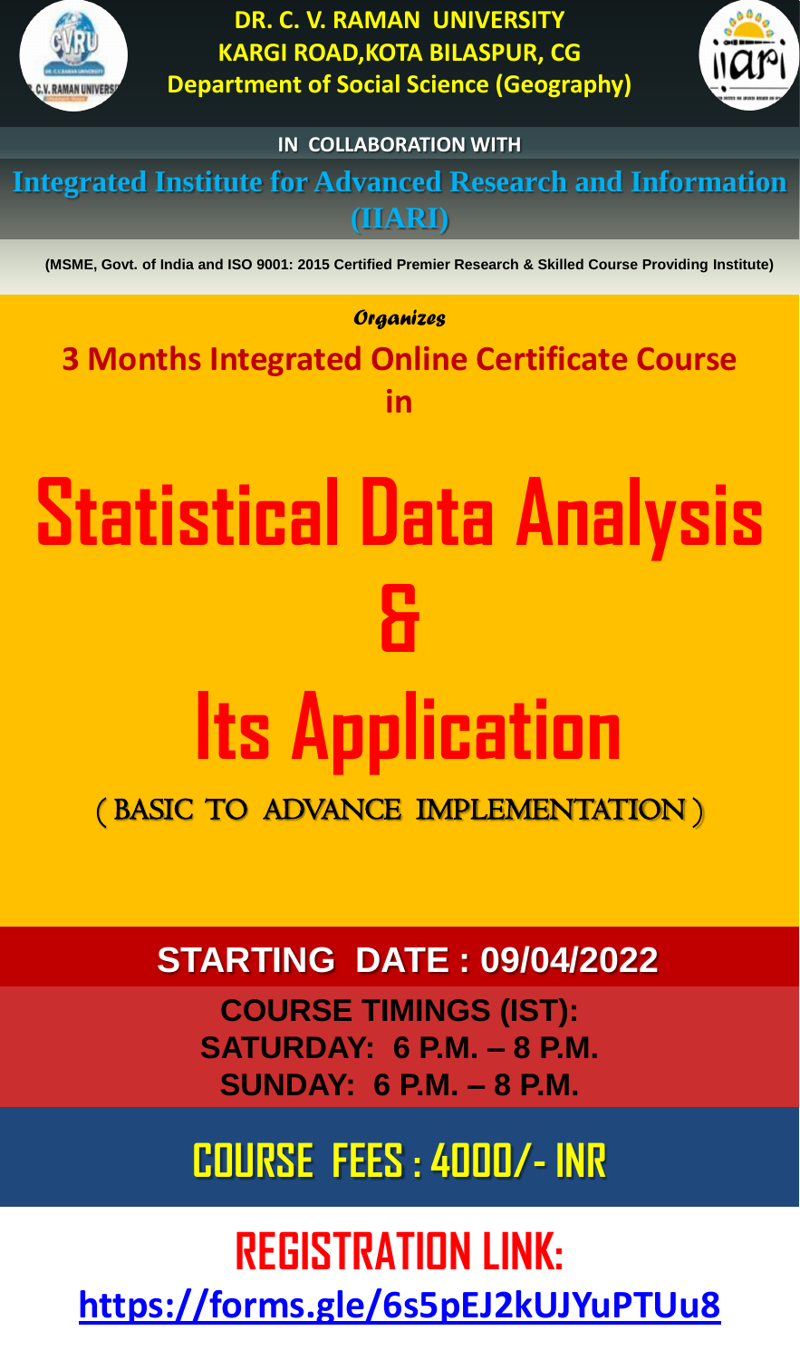**DR. C. V. RAMAN UNIVERSITY**
**KARGI ROAD,KOTA BILASPUR, CG**
**Department of Social Science (Geography)**

**IN COLLABORATION WITH**

## Integrated Institute for Advanced Research and Information (IIARI)

**(MSME, Govt. of India and ISO 9001: 2015 Certified Premier Research & Skilled Course Providing Institute)**

*Organizes*

## 3 Months Integrated Online Certificate Course in

# Statistical Data Analysis & Its Application

( BASIC TO ADVANCE IMPLEMENTATION )

**STARTING DATE : 09/04/2022**

**COURSE TIMINGS (IST):**
**SATURDAY: 6 P.M. – 8 P.M.**
**SUNDAY: 6 P.M. – 8 P.M.**

**COURSE FEES : 4000/- INR**

**REGISTRATION LINK:**
**https://forms.gle/6s5pEJ2kUJYuPTUu8**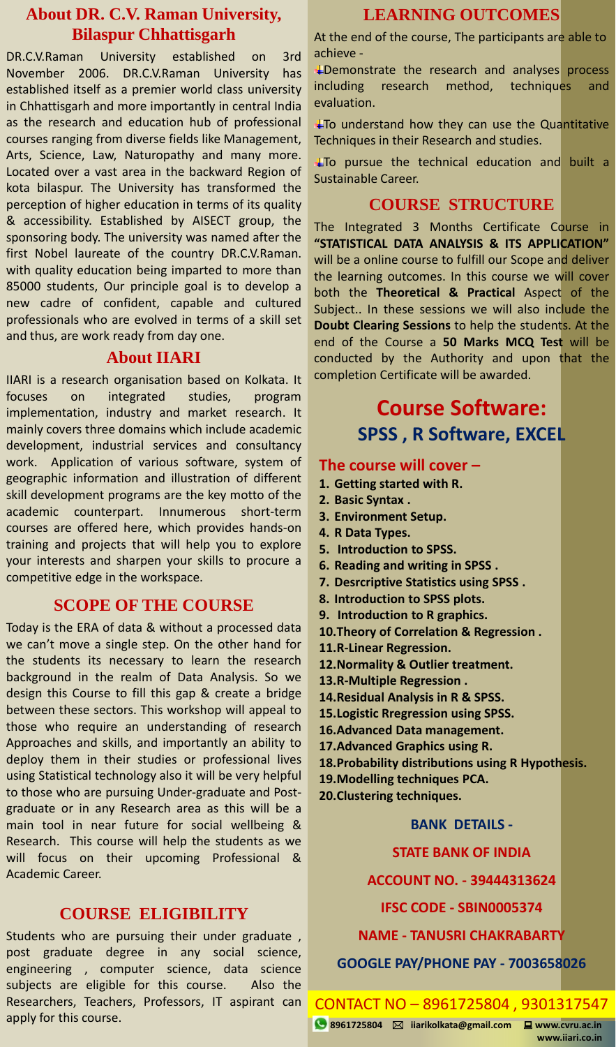## About DR. C.V. Raman University, Bilaspur Chhattisgarh

DR.C.V.Raman University established on 3rd November 2006. DR.C.V.Raman University has established itself as a premier world class university in Chhattisgarh and more importantly in central India as the research and education hub of professional courses ranging from diverse fields like Management, Arts, Science, Law, Naturopathy and many more. Located over a vast area in the backward Region of kota bilaspur. The University has transformed the perception of higher education in terms of its quality & accessibility. Established by AISECT group, the sponsoring body. The university was named after the first Nobel laureate of the country DR.C.V.Raman. with quality education being imparted to more than 85000 students, Our principle goal is to develop a new cadre of confident, capable and cultured professionals who are evolved in terms of a skill set and thus, are work ready from day one.

## About IIARI

IIARI is a research organisation based on Kolkata. It focuses on integrated studies, program implementation, industry and market research. It mainly covers three domains which include academic development, industrial services and consultancy work. Application of various software, system of geographic information and illustration of different skill development programs are the key motto of the academic counterpart. Innumerous short-term courses are offered here, which provides hands-on training and projects that will help you to explore your interests and sharpen your skills to procure a competitive edge in the workspace.

## SCOPE OF THE COURSE

Today is the ERA of data & without a processed data we can't move a single step. On the other hand for the students its necessary to learn the research background in the realm of Data Analysis. So we design this Course to fill this gap & create a bridge between these sectors. This workshop will appeal to those who require an understanding of research Approaches and skills, and importantly an ability to deploy them in their studies or professional lives using Statistical technology also it will be very helpful to those who are pursuing Under-graduate and Post-graduate or in any Research area as this will be a main tool in near future for social wellbeing & Research. This course will help the students as we will focus on their upcoming Professional & Academic Career.

## COURSE ELIGIBILITY

Students who are pursuing their under graduate , post graduate degree in any social science, engineering , computer science, data science subjects are eligible for this course. Also the Researchers, Teachers, Professors, IT aspirant can apply for this course.

## LEARNING OUTCOMES

At the end of the course, The participants are able to achieve -

- Demonstrate the research and analyses process including research method, techniques and evaluation.
- To understand how they can use the Quantitative Techniques in their Research and studies.
- To pursue the technical education and built a Sustainable Career.

## COURSE STRUCTURE

The Integrated 3 Months Certificate Course in **"STATISTICAL DATA ANALYSIS & ITS APPLICATION"** will be a online course to fulfill our Scope and deliver the learning outcomes. In this course we will cover both the **Theoretical & Practical** Aspect of the Subject.. In these sessions we will also include the **Doubt Clearing Sessions** to help the students. At the end of the Course a **50 Marks MCQ Test** will be conducted by the Authority and upon that the completion Certificate will be awarded.

## Course Software:

### SPSS , R Software, EXCEL

### The course will cover –

1. **Getting started with R.**
2. **Basic Syntax .**
3. **Environment Setup.**
4. **R Data Types.**
5. **Introduction to SPSS.**
6. **Reading and writing in SPSS .**
7. **Desrcriptive Statistics using SPSS .**
8. **Introduction to SPSS plots.**
9. **Introduction to R graphics.**
10. **Theory of Correlation & Regression .**
11. **R-Linear Regression.**
12. **Normality & Outlier treatment.**
13. **R-Multiple Regression .**
14. **Residual Analysis in R & SPSS.**
15. **Logistic Rregression using SPSS.**
16. **Advanced Data management.**
17. **Advanced Graphics using R.**
18. **Probability distributions using R Hypothesis.**
19. **Modelling techniques PCA.**
20. **Clustering techniques.**

**BANK DETAILS -**

**STATE BANK OF INDIA**

**ACCOUNT NO. - 39444313624**

**IFSC CODE - SBIN0005374**

**NAME - TANUSRI CHAKRABARTY**

**GOOGLE PAY/PHONE PAY - 7003658026**

CONTACT NO – 8961725804 , 9301317547

**8961725804** iiarikolkata@gmail.com **www.cvru.ac.in** **www.iiari.co.in**